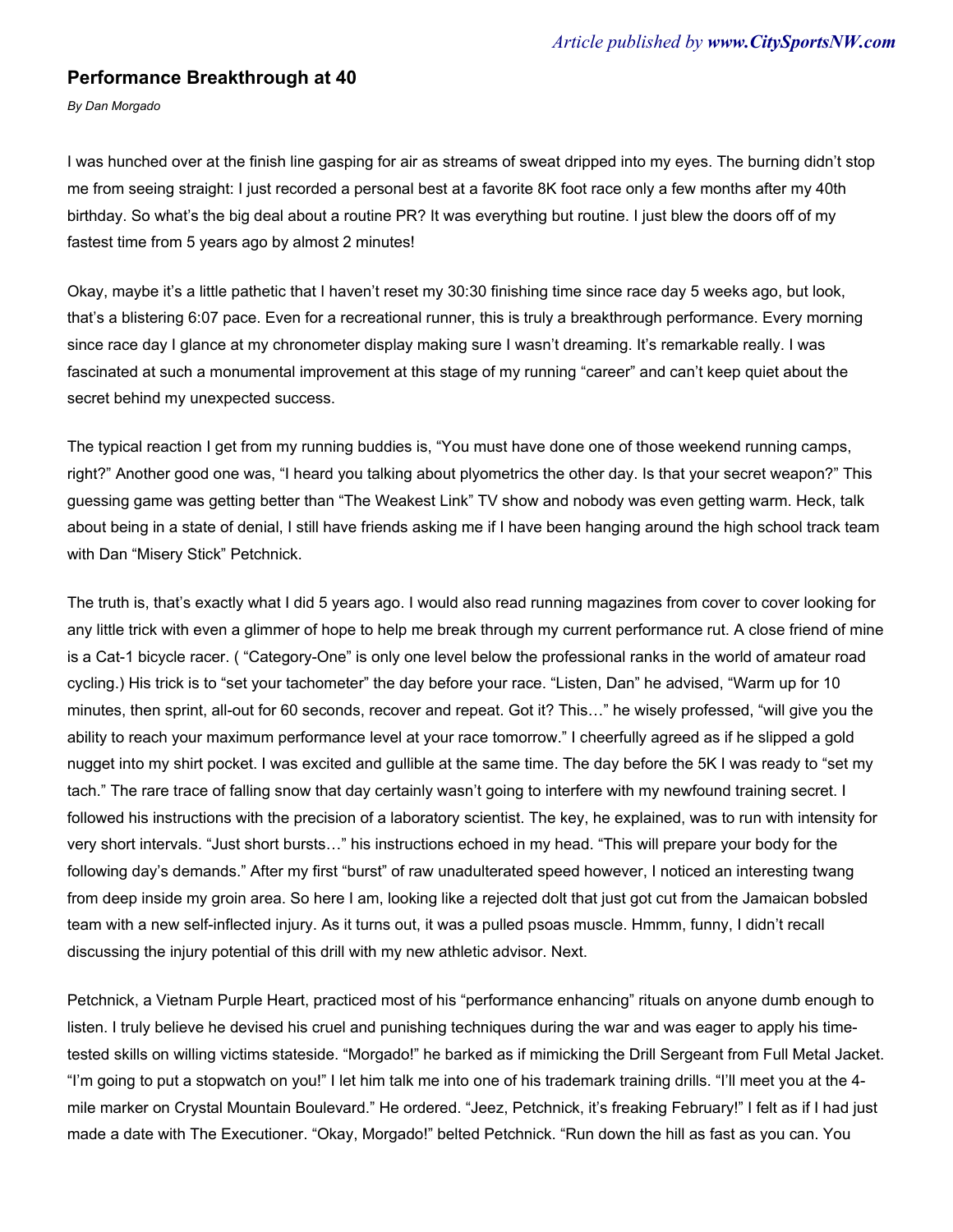*Article published by **www.CitySportsNW.com***

### Performance Breakthrough at 40

*By Dan Morgado*

I was hunched over at the finish line gasping for air as streams of sweat dripped into my eyes. The burning didn't stop me from seeing straight: I just recorded a personal best at a favorite 8K foot race only a few months after my 40th birthday. So what's the big deal about a routine PR? It was everything but routine. I just blew the doors off of my fastest time from 5 years ago by almost 2 minutes!

Okay, maybe it's a little pathetic that I haven't reset my 30:30 finishing time since race day 5 weeks ago, but look, that's a blistering 6:07 pace. Even for a recreational runner, this is truly a breakthrough performance. Every morning since race day I glance at my chronometer display making sure I wasn't dreaming. It's remarkable really. I was fascinated at such a monumental improvement at this stage of my running "career" and can't keep quiet about the secret behind my unexpected success.

The typical reaction I get from my running buddies is, "You must have done one of those weekend running camps, right?" Another good one was, "I heard you talking about plyometrics the other day. Is that your secret weapon?" This guessing game was getting better than "The Weakest Link" TV show and nobody was even getting warm. Heck, talk about being in a state of denial, I still have friends asking me if I have been hanging around the high school track team with Dan "Misery Stick" Petchnick.

The truth is, that's exactly what I did 5 years ago. I would also read running magazines from cover to cover looking for any little trick with even a glimmer of hope to help me break through my current performance rut. A close friend of mine is a Cat-1 bicycle racer. ( "Category-One" is only one level below the professional ranks in the world of amateur road cycling.) His trick is to "set your tachometer" the day before your race. "Listen, Dan" he advised, "Warm up for 10 minutes, then sprint, all-out for 60 seconds, recover and repeat. Got it? This…" he wisely professed, "will give you the ability to reach your maximum performance level at your race tomorrow." I cheerfully agreed as if he slipped a gold nugget into my shirt pocket. I was excited and gullible at the same time. The day before the 5K I was ready to "set my tach." The rare trace of falling snow that day certainly wasn't going to interfere with my newfound training secret. I followed his instructions with the precision of a laboratory scientist. The key, he explained, was to run with intensity for very short intervals. "Just short bursts…" his instructions echoed in my head. "This will prepare your body for the following day's demands." After my first "burst" of raw unadulterated speed however, I noticed an interesting twang from deep inside my groin area. So here I am, looking like a rejected dolt that just got cut from the Jamaican bobsled team with a new self-inflected injury. As it turns out, it was a pulled psoas muscle. Hmmm, funny, I didn't recall discussing the injury potential of this drill with my new athletic advisor. Next.

Petchnick, a Vietnam Purple Heart, practiced most of his "performance enhancing" rituals on anyone dumb enough to listen. I truly believe he devised his cruel and punishing techniques during the war and was eager to apply his time-tested skills on willing victims stateside. "Morgado!" he barked as if mimicking the Drill Sergeant from Full Metal Jacket. "I'm going to put a stopwatch on you!" I let him talk me into one of his trademark training drills. "I'll meet you at the 4-mile marker on Crystal Mountain Boulevard." He ordered. "Jeez, Petchnick, it's freaking February!" I felt as if I had just made a date with The Executioner. "Okay, Morgado!" belted Petchnick. "Run down the hill as fast as you can. You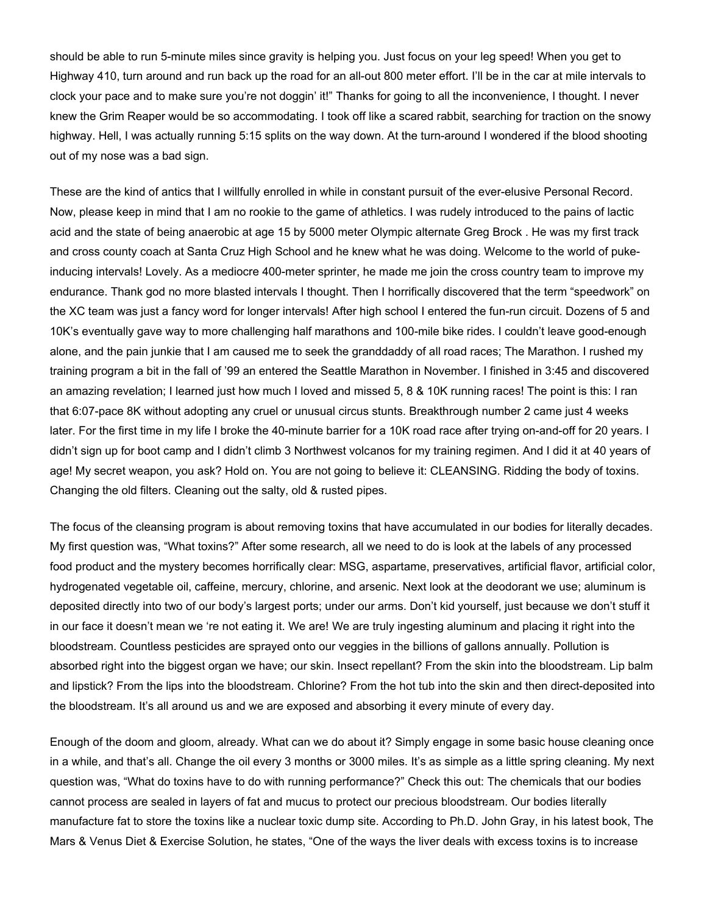should be able to run 5-minute miles since gravity is helping you. Just focus on your leg speed! When you get to Highway 410, turn around and run back up the road for an all-out 800 meter effort. I'll be in the car at mile intervals to clock your pace and to make sure you're not doggin' it!" Thanks for going to all the inconvenience, I thought. I never knew the Grim Reaper would be so accommodating. I took off like a scared rabbit, searching for traction on the snowy highway. Hell, I was actually running 5:15 splits on the way down. At the turn-around I wondered if the blood shooting out of my nose was a bad sign.

These are the kind of antics that I willfully enrolled in while in constant pursuit of the ever-elusive Personal Record. Now, please keep in mind that I am no rookie to the game of athletics. I was rudely introduced to the pains of lactic acid and the state of being anaerobic at age 15 by 5000 meter Olympic alternate Greg Brock . He was my first track and cross county coach at Santa Cruz High School and he knew what he was doing. Welcome to the world of puke-inducing intervals! Lovely. As a mediocre 400-meter sprinter, he made me join the cross country team to improve my endurance. Thank god no more blasted intervals I thought. Then I horrifically discovered that the term "speedwork" on the XC team was just a fancy word for longer intervals! After high school I entered the fun-run circuit. Dozens of 5 and 10K's eventually gave way to more challenging half marathons and 100-mile bike rides. I couldn't leave good-enough alone, and the pain junkie that I am caused me to seek the granddaddy of all road races; The Marathon. I rushed my training program a bit in the fall of '99 an entered the Seattle Marathon in November. I finished in 3:45 and discovered an amazing revelation; I learned just how much I loved and missed 5, 8 & 10K running races! The point is this: I ran that 6:07-pace 8K without adopting any cruel or unusual circus stunts. Breakthrough number 2 came just 4 weeks later. For the first time in my life I broke the 40-minute barrier for a 10K road race after trying on-and-off for 20 years. I didn't sign up for boot camp and I didn't climb 3 Northwest volcanos for my training regimen. And I did it at 40 years of age! My secret weapon, you ask? Hold on. You are not going to believe it: CLEANSING. Ridding the body of toxins. Changing the old filters. Cleaning out the salty, old & rusted pipes.

The focus of the cleansing program is about removing toxins that have accumulated in our bodies for literally decades. My first question was, "What toxins?" After some research, all we need to do is look at the labels of any processed food product and the mystery becomes horrifically clear: MSG, aspartame, preservatives, artificial flavor, artificial color, hydrogenated vegetable oil, caffeine, mercury, chlorine, and arsenic. Next look at the deodorant we use; aluminum is deposited directly into two of our body's largest ports; under our arms. Don't kid yourself, just because we don't stuff it in our face it doesn't mean we 're not eating it. We are! We are truly ingesting aluminum and placing it right into the bloodstream. Countless pesticides are sprayed onto our veggies in the billions of gallons annually. Pollution is absorbed right into the biggest organ we have; our skin. Insect repellant? From the skin into the bloodstream. Lip balm and lipstick? From the lips into the bloodstream. Chlorine? From the hot tub into the skin and then direct-deposited into the bloodstream. It's all around us and we are exposed and absorbing it every minute of every day.

Enough of the doom and gloom, already. What can we do about it? Simply engage in some basic house cleaning once in a while, and that's all. Change the oil every 3 months or 3000 miles. It's as simple as a little spring cleaning. My next question was, "What do toxins have to do with running performance?" Check this out: The chemicals that our bodies cannot process are sealed in layers of fat and mucus to protect our precious bloodstream. Our bodies literally manufacture fat to store the toxins like a nuclear toxic dump site. According to Ph.D. John Gray, in his latest book, The Mars & Venus Diet & Exercise Solution, he states, "One of the ways the liver deals with excess toxins is to increase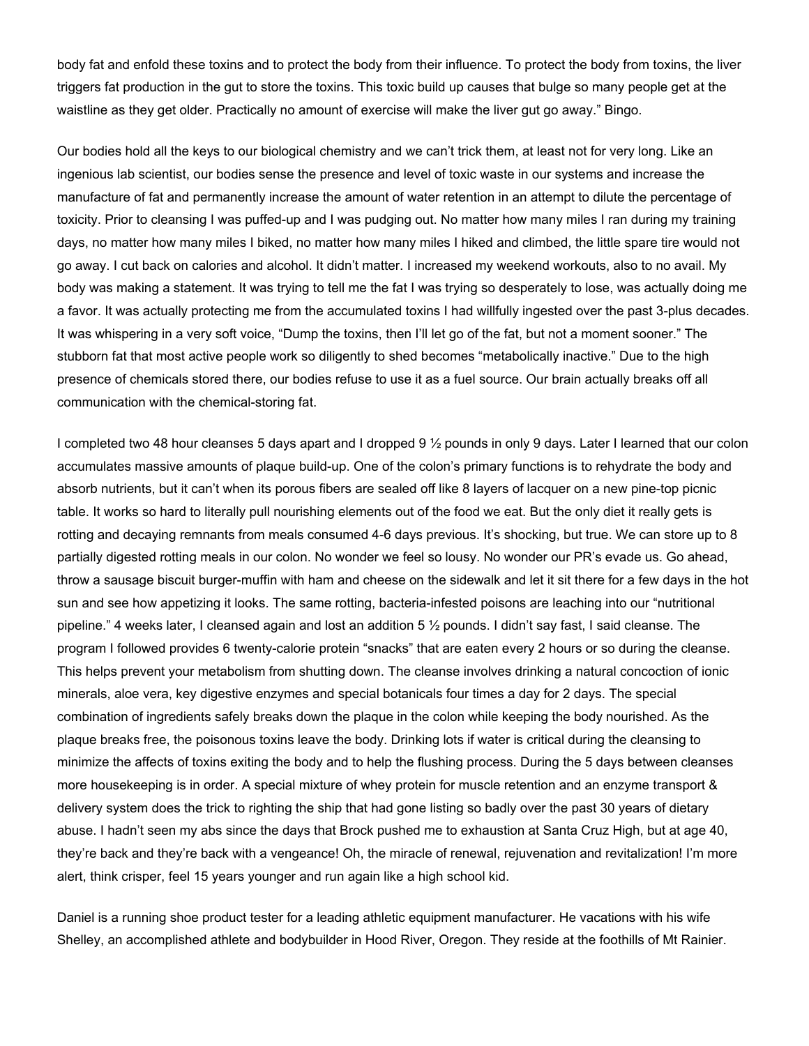body fat and enfold these toxins and to protect the body from their influence. To protect the body from toxins, the liver triggers fat production in the gut to store the toxins. This toxic build up causes that bulge so many people get at the waistline as they get older. Practically no amount of exercise will make the liver gut go away." Bingo.

Our bodies hold all the keys to our biological chemistry and we can't trick them, at least not for very long. Like an ingenious lab scientist, our bodies sense the presence and level of toxic waste in our systems and increase the manufacture of fat and permanently increase the amount of water retention in an attempt to dilute the percentage of toxicity. Prior to cleansing I was puffed-up and I was pudging out. No matter how many miles I ran during my training days, no matter how many miles I biked, no matter how many miles I hiked and climbed, the little spare tire would not go away. I cut back on calories and alcohol. It didn't matter. I increased my weekend workouts, also to no avail. My body was making a statement. It was trying to tell me the fat I was trying so desperately to lose, was actually doing me a favor. It was actually protecting me from the accumulated toxins I had willfully ingested over the past 3-plus decades. It was whispering in a very soft voice, "Dump the toxins, then I'll let go of the fat, but not a moment sooner." The stubborn fat that most active people work so diligently to shed becomes "metabolically inactive." Due to the high presence of chemicals stored there, our bodies refuse to use it as a fuel source. Our brain actually breaks off all communication with the chemical-storing fat.

I completed two 48 hour cleanses 5 days apart and I dropped 9 ½ pounds in only 9 days. Later I learned that our colon accumulates massive amounts of plaque build-up. One of the colon's primary functions is to rehydrate the body and absorb nutrients, but it can't when its porous fibers are sealed off like 8 layers of lacquer on a new pine-top picnic table. It works so hard to literally pull nourishing elements out of the food we eat. But the only diet it really gets is rotting and decaying remnants from meals consumed 4-6 days previous. It's shocking, but true. We can store up to 8 partially digested rotting meals in our colon. No wonder we feel so lousy. No wonder our PR's evade us. Go ahead, throw a sausage biscuit burger-muffin with ham and cheese on the sidewalk and let it sit there for a few days in the hot sun and see how appetizing it looks. The same rotting, bacteria-infested poisons are leaching into our "nutritional pipeline." 4 weeks later, I cleansed again and lost an addition 5 ½ pounds. I didn't say fast, I said cleanse. The program I followed provides 6 twenty-calorie protein "snacks" that are eaten every 2 hours or so during the cleanse. This helps prevent your metabolism from shutting down. The cleanse involves drinking a natural concoction of ionic minerals, aloe vera, key digestive enzymes and special botanicals four times a day for 2 days. The special combination of ingredients safely breaks down the plaque in the colon while keeping the body nourished. As the plaque breaks free, the poisonous toxins leave the body. Drinking lots if water is critical during the cleansing to minimize the affects of toxins exiting the body and to help the flushing process. During the 5 days between cleanses more housekeeping is in order. A special mixture of whey protein for muscle retention and an enzyme transport & delivery system does the trick to righting the ship that had gone listing so badly over the past 30 years of dietary abuse. I hadn't seen my abs since the days that Brock pushed me to exhaustion at Santa Cruz High, but at age 40, they're back and they're back with a vengeance! Oh, the miracle of renewal, rejuvenation and revitalization! I'm more alert, think crisper, feel 15 years younger and run again like a high school kid.

Daniel is a running shoe product tester for a leading athletic equipment manufacturer. He vacations with his wife Shelley, an accomplished athlete and bodybuilder in Hood River, Oregon. They reside at the foothills of Mt Rainier.